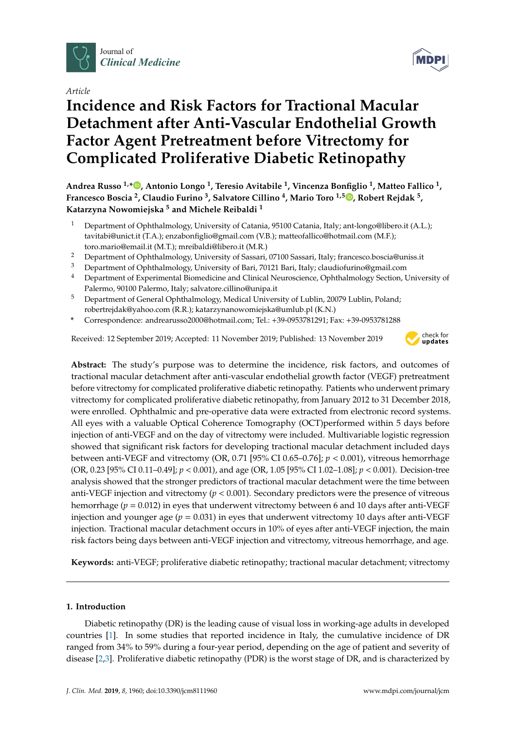Journal of *Clinical Medicine*

*Article*

# Incidence and Risk Factors for Tractional Macular Detachment after Anti-Vascular Endothelial Growth Factor Agent Pretreatment before Vitrectomy for Complicated Proliferative Diabetic Retinopathy

**Andrea Russo [1,*], Antonio Longo [1], Teresio Avitabile [1], Vincenza Bonfiglio [1], Matteo Fallico [1], Francesco Boscia [2], Claudio Furino [3], Salvatore Cillino [4], Mario Toro [1,5], Robert Rejdak [5], Katarzyna Nowomiejska [5] and Michele Reibaldi [1]**

1. Department of Ophthalmology, University of Catania, 95100 Catania, Italy; ant-longo@libero.it (A.L.); tavitabi@unict.it (T.A.); enzabonfiglio@gmail.com (V.B.); matteofallico@hotmail.com (M.F.); toro.mario@email.it (M.T.); mreibaldi@libero.it (M.R.)
2. Department of Ophthalmology, University of Sassari, 07100 Sassari, Italy; francesco.boscia@uniss.it
3. Department of Ophthalmology, University of Bari, 70121 Bari, Italy; claudiofurino@gmail.com
4. Department of Experimental Biomedicine and Clinical Neuroscience, Ophthalmology Section, University of Palermo, 90100 Palermo, Italy; salvatore.cillino@unipa.it
5. Department of General Ophthalmology, Medical University of Lublin, 20079 Lublin, Poland; robertrejdak@yahoo.com (R.R.); katarzynanowomiejska@umlub.pl (K.N.)

\* Correspondence: andrearusso2000@hotmail.com; Tel.: +39-0953781291; Fax: +39-0953781288

Received: 12 September 2019; Accepted: 11 November 2019; Published: 13 November 2019

**Abstract:** The study's purpose was to determine the incidence, risk factors, and outcomes of tractional macular detachment after anti-vascular endothelial growth factor (VEGF) pretreatment before vitrectomy for complicated proliferative diabetic retinopathy. Patients who underwent primary vitrectomy for complicated proliferative diabetic retinopathy, from January 2012 to 31 December 2018, were enrolled. Ophthalmic and pre-operative data were extracted from electronic record systems. All eyes with a valuable Optical Coherence Tomography (OCT)performed within 5 days before injection of anti-VEGF and on the day of vitrectomy were included. Multivariable logistic regression showed that significant risk factors for developing tractional macular detachment included days between anti-VEGF and vitrectomy (OR, 0.71 [95% CI 0.65–0.76]; $p < 0.001$), vitreous hemorrhage (OR, 0.23 [95% CI 0.11–0.49]; $p < 0.001$), and age (OR, 1.05 [95% CI 1.02–1.08]; $p < 0.001$). Decision-tree analysis showed that the stronger predictors of tractional macular detachment were the time between anti-VEGF injection and vitrectomy ($p < 0.001$). Secondary predictors were the presence of vitreous hemorrhage ($p = 0.012$) in eyes that underwent vitrectomy between 6 and 10 days after anti-VEGF injection and younger age ($p = 0.031$) in eyes that underwent vitrectomy 10 days after anti-VEGF injection. Tractional macular detachment occurs in 10% of eyes after anti-VEGF injection, the main risk factors being days between anti-VEGF injection and vitrectomy, vitreous hemorrhage, and age.

**Keywords:** anti-VEGF; proliferative diabetic retinopathy; tractional macular detachment; vitrectomy

## 1. Introduction

Diabetic retinopathy (DR) is the leading cause of visual loss in working-age adults in developed countries [1]. In some studies that reported incidence in Italy, the cumulative incidence of DR ranged from 34% to 59% during a four-year period, depending on the age of patient and severity of disease [2,3]. Proliferative diabetic retinopathy (PDR) is the worst stage of DR, and is characterized by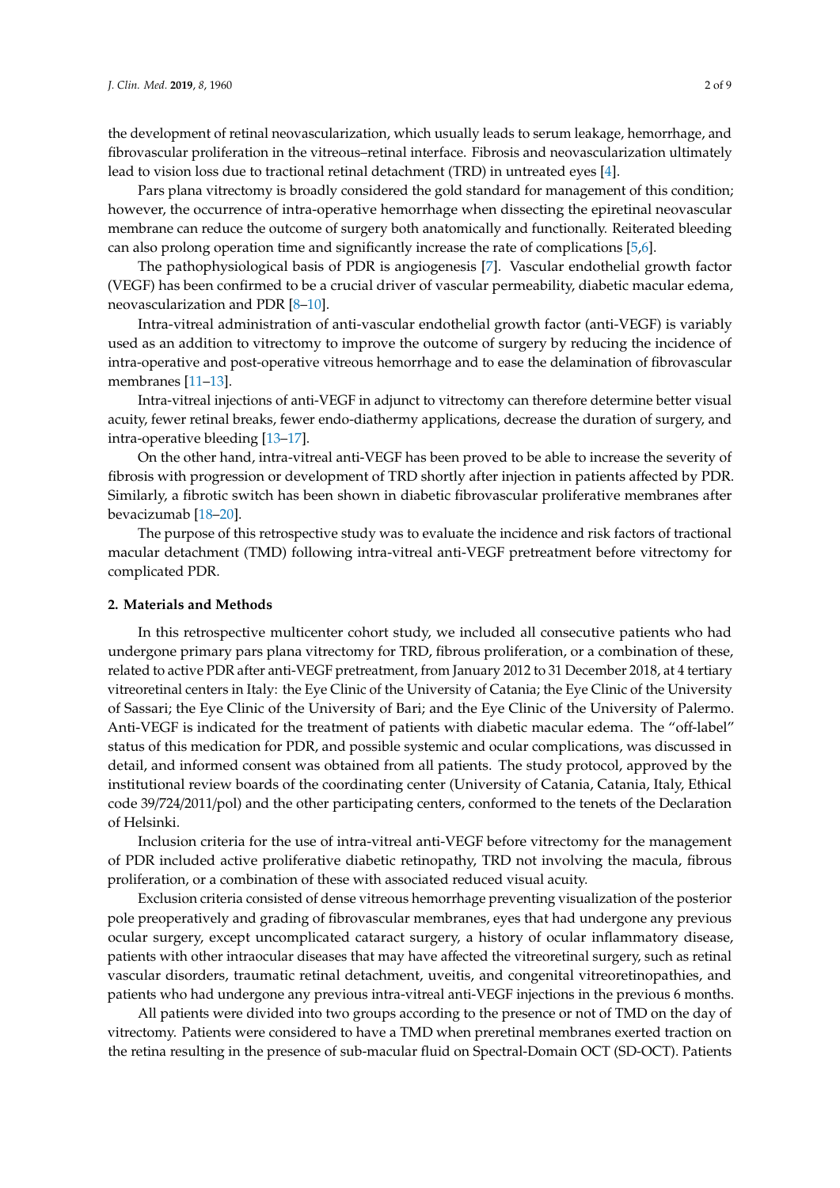the development of retinal neovascularization, which usually leads to serum leakage, hemorrhage, and fibrovascular proliferation in the vitreous–retinal interface. Fibrosis and neovascularization ultimately lead to vision loss due to tractional retinal detachment (TRD) in untreated eyes [4].

Pars plana vitrectomy is broadly considered the gold standard for management of this condition; however, the occurrence of intra-operative hemorrhage when dissecting the epiretinal neovascular membrane can reduce the outcome of surgery both anatomically and functionally. Reiterated bleeding can also prolong operation time and significantly increase the rate of complications [5,6].

The pathophysiological basis of PDR is angiogenesis [7]. Vascular endothelial growth factor (VEGF) has been confirmed to be a crucial driver of vascular permeability, diabetic macular edema, neovascularization and PDR [8–10].

Intra-vitreal administration of anti-vascular endothelial growth factor (anti-VEGF) is variably used as an addition to vitrectomy to improve the outcome of surgery by reducing the incidence of intra-operative and post-operative vitreous hemorrhage and to ease the delamination of fibrovascular membranes [11–13].

Intra-vitreal injections of anti-VEGF in adjunct to vitrectomy can therefore determine better visual acuity, fewer retinal breaks, fewer endo-diathermy applications, decrease the duration of surgery, and intra-operative bleeding [13–17].

On the other hand, intra-vitreal anti-VEGF has been proved to be able to increase the severity of fibrosis with progression or development of TRD shortly after injection in patients affected by PDR. Similarly, a fibrotic switch has been shown in diabetic fibrovascular proliferative membranes after bevacizumab [18–20].

The purpose of this retrospective study was to evaluate the incidence and risk factors of tractional macular detachment (TMD) following intra-vitreal anti-VEGF pretreatment before vitrectomy for complicated PDR.

## 2. Materials and Methods

In this retrospective multicenter cohort study, we included all consecutive patients who had undergone primary pars plana vitrectomy for TRD, fibrous proliferation, or a combination of these, related to active PDR after anti-VEGF pretreatment, from January 2012 to 31 December 2018, at 4 tertiary vitreoretinal centers in Italy: the Eye Clinic of the University of Catania; the Eye Clinic of the University of Sassari; the Eye Clinic of the University of Bari; and the Eye Clinic of the University of Palermo. Anti-VEGF is indicated for the treatment of patients with diabetic macular edema. The "off-label" status of this medication for PDR, and possible systemic and ocular complications, was discussed in detail, and informed consent was obtained from all patients. The study protocol, approved by the institutional review boards of the coordinating center (University of Catania, Catania, Italy, Ethical code 39/724/2011/pol) and the other participating centers, conformed to the tenets of the Declaration of Helsinki.

Inclusion criteria for the use of intra-vitreal anti-VEGF before vitrectomy for the management of PDR included active proliferative diabetic retinopathy, TRD not involving the macula, fibrous proliferation, or a combination of these with associated reduced visual acuity.

Exclusion criteria consisted of dense vitreous hemorrhage preventing visualization of the posterior pole preoperatively and grading of fibrovascular membranes, eyes that had undergone any previous ocular surgery, except uncomplicated cataract surgery, a history of ocular inflammatory disease, patients with other intraocular diseases that may have affected the vitreoretinal surgery, such as retinal vascular disorders, traumatic retinal detachment, uveitis, and congenital vitreoretinopathies, and patients who had undergone any previous intra-vitreal anti-VEGF injections in the previous 6 months.

All patients were divided into two groups according to the presence or not of TMD on the day of vitrectomy. Patients were considered to have a TMD when preretinal membranes exerted traction on the retina resulting in the presence of sub-macular fluid on Spectral-Domain OCT (SD-OCT). Patients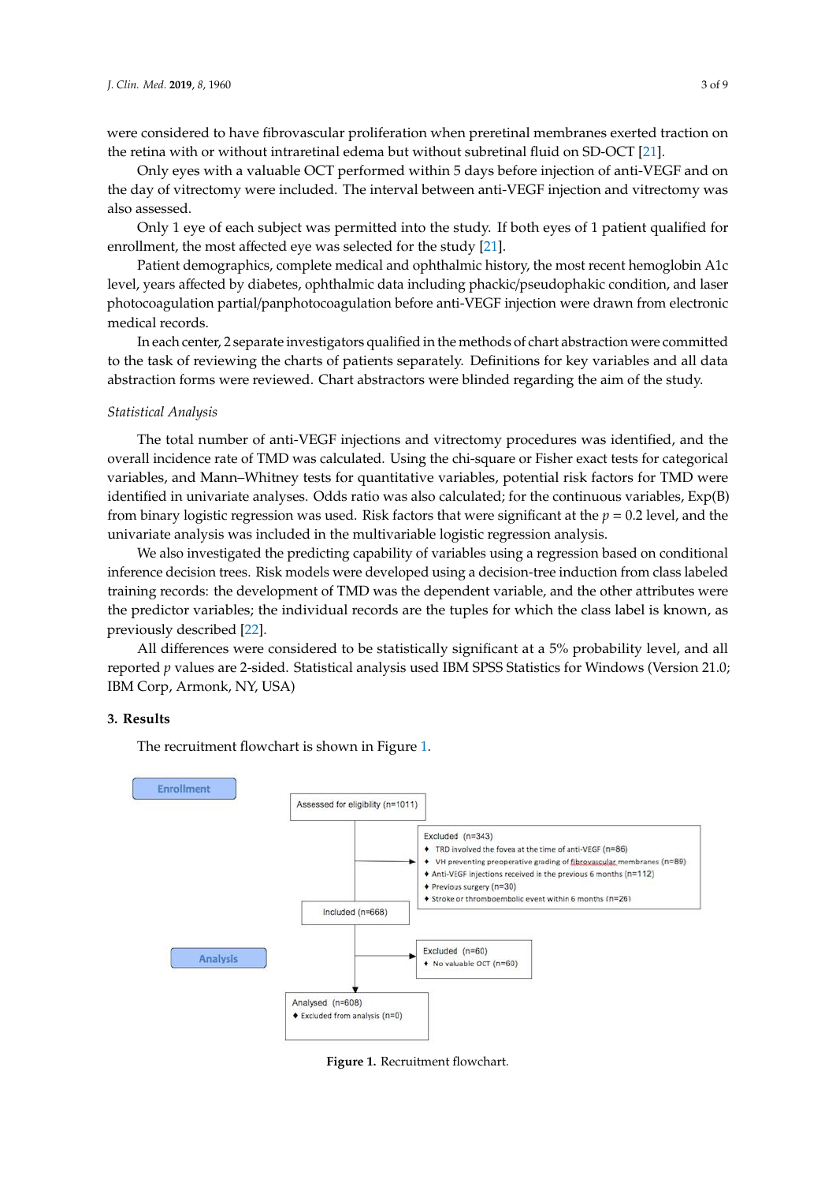were considered to have fibrovascular proliferation when preretinal membranes exerted traction on the retina with or without intraretinal edema but without subretinal fluid on SD-OCT [21].

Only eyes with a valuable OCT performed within 5 days before injection of anti-VEGF and on the day of vitrectomy were included. The interval between anti-VEGF injection and vitrectomy was also assessed.

Only 1 eye of each subject was permitted into the study. If both eyes of 1 patient qualified for enrollment, the most affected eye was selected for the study [21].

Patient demographics, complete medical and ophthalmic history, the most recent hemoglobin A1c level, years affected by diabetes, ophthalmic data including phackic/pseudophakic condition, and laser photocoagulation partial/panphotocoagulation before anti-VEGF injection were drawn from electronic medical records.

In each center, 2 separate investigators qualified in the methods of chart abstraction were committed to the task of reviewing the charts of patients separately. Definitions for key variables and all data abstraction forms were reviewed. Chart abstractors were blinded regarding the aim of the study.

*Statistical Analysis*

The total number of anti-VEGF injections and vitrectomy procedures was identified, and the overall incidence rate of TMD was calculated. Using the chi-square or Fisher exact tests for categorical variables, and Mann–Whitney tests for quantitative variables, potential risk factors for TMD were identified in univariate analyses. Odds ratio was also calculated; for the continuous variables, Exp(B) from binary logistic regression was used. Risk factors that were significant at the $p = 0.2$ level, and the univariate analysis was included in the multivariable logistic regression analysis.

We also investigated the predicting capability of variables using a regression based on conditional inference decision trees. Risk models were developed using a decision-tree induction from class labeled training records: the development of TMD was the dependent variable, and the other attributes were the predictor variables; the individual records are the tuples for which the class label is known, as previously described [22].

All differences were considered to be statistically significant at a 5% probability level, and all reported $p$ values are 2-sided. Statistical analysis used IBM SPSS Statistics for Windows (Version 21.0; IBM Corp, Armonk, NY, USA)

## 3. Results

The recruitment flowchart is shown in Figure 1.

Enrollment

Assessed for eligibility (n=1011)

Excluded (n=343)
- TRD involved the fovea at the time of anti-VEGF (n=86)
- VH preventing preoperative grading of fibrovascular membranes (n=89)
- Anti-VEGF injections received in the previous 6 months (n=112)
- Previous surgery (n=30)
- Stroke or thromboembolic event within 6 months (n=26)

Included (n=668)

Analysis

Excluded (n=60)
- No valuable OCT (n=60)

Analysed (n=608)
- Excluded from analysis (n=0)

**Figure 1.** Recruitment flowchart.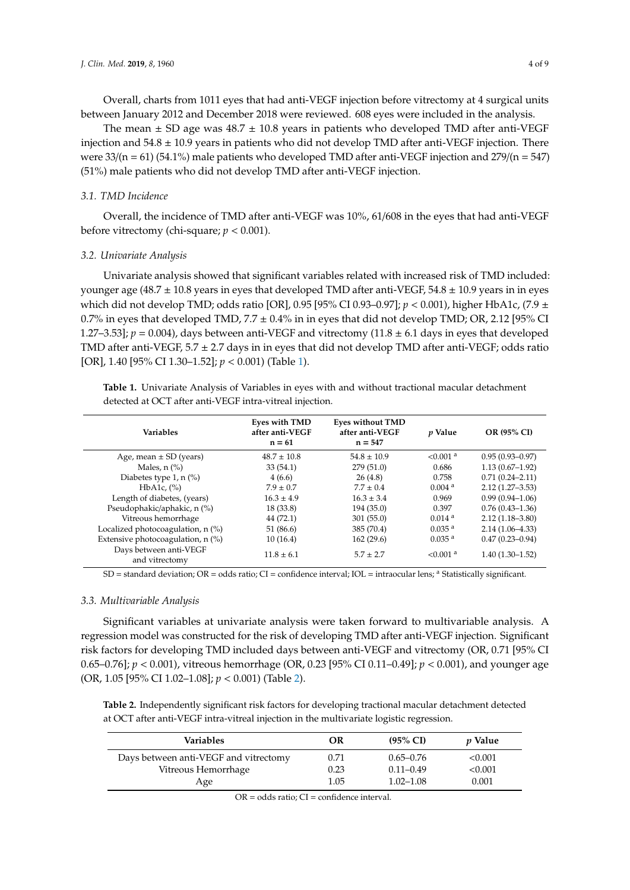Overall, charts from 1011 eyes that had anti-VEGF injection before vitrectomy at 4 surgical units between January 2012 and December 2018 were reviewed. 608 eyes were included in the analysis.

The mean ± SD age was 48.7 ± 10.8 years in patients who developed TMD after anti-VEGF injection and 54.8 ± 10.9 years in patients who did not develop TMD after anti-VEGF injection. There were 33/(n = 61) (54.1%) male patients who developed TMD after anti-VEGF injection and 279/(n = 547) (51%) male patients who did not develop TMD after anti-VEGF injection.

### *3.1. TMD Incidence*

Overall, the incidence of TMD after anti-VEGF was 10%, 61/608 in the eyes that had anti-VEGF before vitrectomy (chi-square; $p < 0.001$).

### *3.2. Univariate Analysis*

Univariate analysis showed that significant variables related with increased risk of TMD included: younger age (48.7 ± 10.8 years in eyes that developed TMD after anti-VEGF, 54.8 ± 10.9 years in in eyes which did not develop TMD; odds ratio [OR], 0.95 [95% CI 0.93–0.97]; $p < 0.001$), higher HbA1c, (7.9 ± 0.7% in eyes that developed TMD, 7.7 ± 0.4% in in eyes that did not develop TMD; OR, 2.12 [95% CI 1.27–3.53]; $p = 0.004$), days between anti-VEGF and vitrectomy (11.8 ± 6.1 days in eyes that developed TMD after anti-VEGF, 5.7 ± 2.7 days in in eyes that did not develop TMD after anti-VEGF; odds ratio [OR], 1.40 [95% CI 1.30–1.52]; $p < 0.001$) (Table 1).

**Table 1.** Univariate Analysis of Variables in eyes with and without tractional macular detachment detected at OCT after anti-VEGF intra-vitreal injection.

| Variables | Eyes with TMD after anti-VEGF n = 61 | Eyes without TMD after anti-VEGF n = 547 | *p* Value | OR (95% CI) |
|---|---|---|---|---|
| Age, mean ± SD (years) | 48.7 ± 10.8 | 54.8 ± 10.9 | <0.001 [a] | 0.95 (0.93–0.97) |
| Males, n (%) | 33 (54.1) | 279 (51.0) | 0.686 | 1.13 (0.67–1.92) |
| Diabetes type 1, n (%) | 4 (6.6) | 26 (4.8) | 0.758 | 0.71 (0.24–2.11) |
| HbA1c, (%) | 7.9 ± 0.7 | 7.7 ± 0.4 | 0.004 [a] | 2.12 (1.27–3.53) |
| Length of diabetes, (years) | 16.3 ± 4.9 | 16.3 ± 3.4 | 0.969 | 0.99 (0.94–1.06) |
| Pseudophakic/aphakic, n (%) | 18 (33.8) | 194 (35.0) | 0.397 | 0.76 (0.43–1.36) |
| Vitreous hemorrhage | 44 (72.1) | 301 (55.0) | 0.014 [a] | 2.12 (1.18–3.80) |
| Localized photocoagulation, n (%) | 51 (86.6) | 385 (70.4) | 0.035 [a] | 2.14 (1.06–4.33) |
| Extensive photocoagulation, n (%) | 10 (16.4) | 162 (29.6) | 0.035 [a] | 0.47 (0.23–0.94) |
| Days between anti-VEGF and vitrectomy | 11.8 ± 6.1 | 5.7 ± 2.7 | <0.001 [a] | 1.40 (1.30–1.52) |

SD = standard deviation; OR = odds ratio; CI = confidence interval; IOL = intraocular lens; [a] Statistically significant.

### *3.3. Multivariable Analysis*

Significant variables at univariate analysis were taken forward to multivariable analysis. A regression model was constructed for the risk of developing TMD after anti-VEGF injection. Significant risk factors for developing TMD included days between anti-VEGF and vitrectomy (OR, 0.71 [95% CI 0.65–0.76]; $p < 0.001$), vitreous hemorrhage (OR, 0.23 [95% CI 0.11–0.49]; $p < 0.001$), and younger age (OR, 1.05 [95% CI 1.02–1.08]; $p < 0.001$) (Table 2).

**Table 2.** Independently significant risk factors for developing tractional macular detachment detected at OCT after anti-VEGF intra-vitreal injection in the multivariate logistic regression.

| Variables | OR | (95% CI) | *p* Value |
|---|---|---|---|
| Days between anti-VEGF and vitrectomy | 0.71 | 0.65–0.76 | <0.001 |
| Vitreous Hemorrhage | 0.23 | 0.11–0.49 | <0.001 |
| Age | 1.05 | 1.02–1.08 | 0.001 |

OR = odds ratio; CI = confidence interval.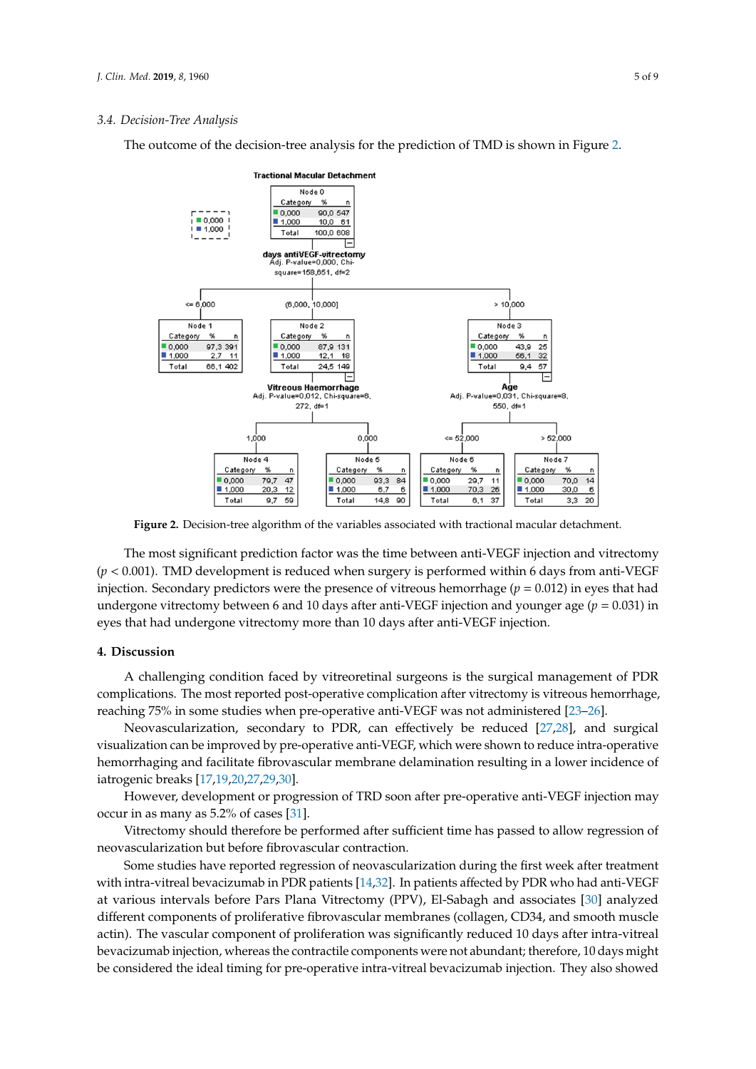### 3.4. Decision-Tree Analysis

The outcome of the decision-tree analysis for the prediction of TMD is shown in Figure 2.

**Figure 2.** Decision-tree algorithm of the variables associated with tractional macular detachment.

The most significant prediction factor was the time between anti-VEGF injection and vitrectomy ($p < 0.001$). TMD development is reduced when surgery is performed within 6 days from anti-VEGF injection. Secondary predictors were the presence of vitreous hemorrhage ($p = 0.012$) in eyes that had undergone vitrectomy between 6 and 10 days after anti-VEGF injection and younger age ($p = 0.031$) in eyes that had undergone vitrectomy more than 10 days after anti-VEGF injection.

## 4. Discussion

A challenging condition faced by vitreoretinal surgeons is the surgical management of PDR complications. The most reported post-operative complication after vitrectomy is vitreous hemorrhage, reaching 75% in some studies when pre-operative anti-VEGF was not administered [23–26].

Neovascularization, secondary to PDR, can effectively be reduced [27,28], and surgical visualization can be improved by pre-operative anti-VEGF, which were shown to reduce intra-operative hemorrhaging and facilitate fibrovascular membrane delamination resulting in a lower incidence of iatrogenic breaks [17,19,20,27,29,30].

However, development or progression of TRD soon after pre-operative anti-VEGF injection may occur in as many as 5.2% of cases [31].

Vitrectomy should therefore be performed after sufficient time has passed to allow regression of neovascularization but before fibrovascular contraction.

Some studies have reported regression of neovascularization during the first week after treatment with intra-vitreal bevacizumab in PDR patients [14,32]. In patients affected by PDR who had anti-VEGF at various intervals before Pars Plana Vitrectomy (PPV), El-Sabagh and associates [30] analyzed different components of proliferative fibrovascular membranes (collagen, CD34, and smooth muscle actin). The vascular component of proliferation was significantly reduced 10 days after intra-vitreal bevacizumab injection, whereas the contractile components were not abundant; therefore, 10 days might be considered the ideal timing for pre-operative intra-vitreal bevacizumab injection. They also showed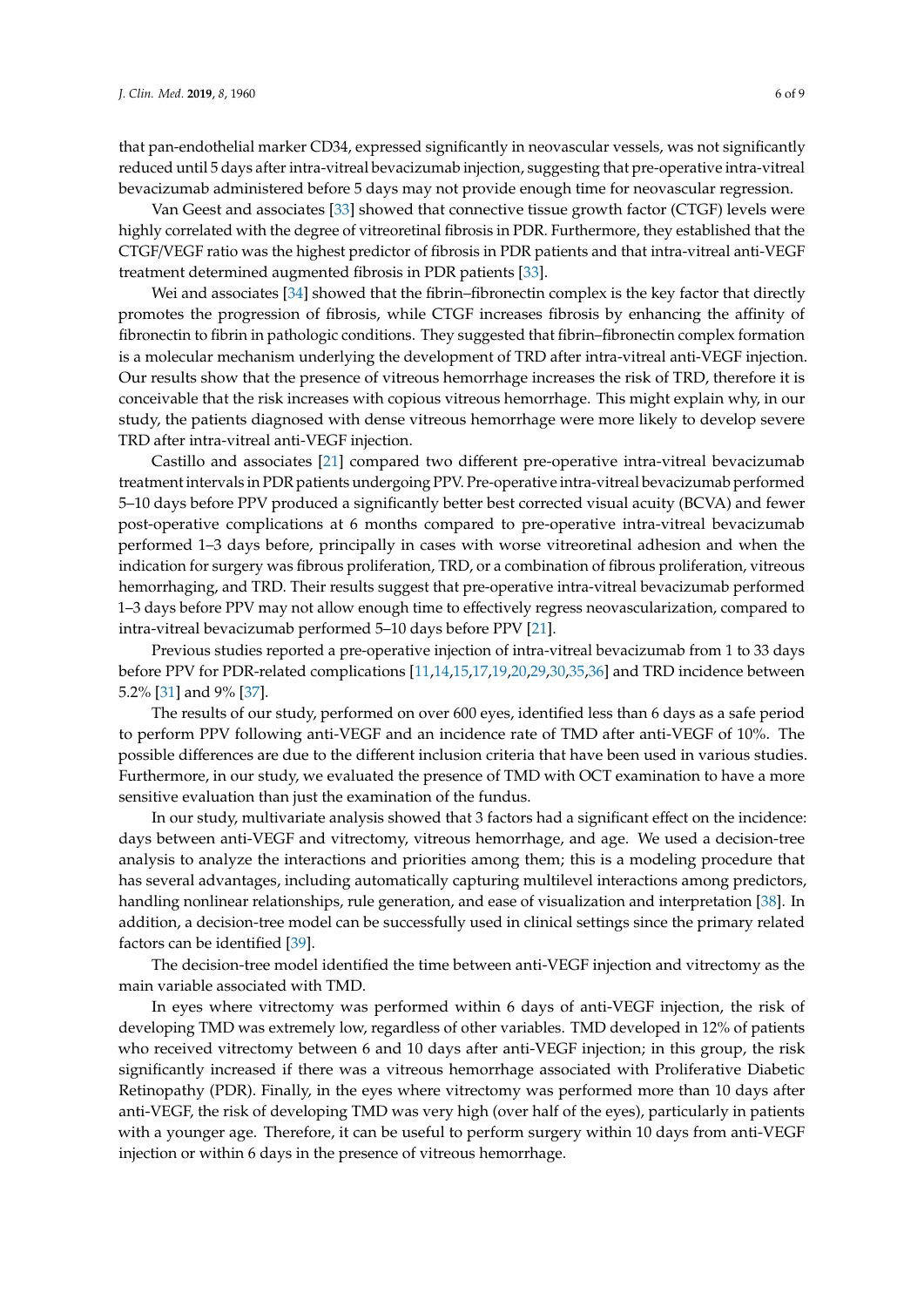that pan-endothelial marker CD34, expressed significantly in neovascular vessels, was not significantly reduced until 5 days after intra-vitreal bevacizumab injection, suggesting that pre-operative intra-vitreal bevacizumab administered before 5 days may not provide enough time for neovascular regression.

Van Geest and associates [33] showed that connective tissue growth factor (CTGF) levels were highly correlated with the degree of vitreoretinal fibrosis in PDR. Furthermore, they established that the CTGF/VEGF ratio was the highest predictor of fibrosis in PDR patients and that intra-vitreal anti-VEGF treatment determined augmented fibrosis in PDR patients [33].

Wei and associates [34] showed that the fibrin–fibronectin complex is the key factor that directly promotes the progression of fibrosis, while CTGF increases fibrosis by enhancing the affinity of fibronectin to fibrin in pathologic conditions. They suggested that fibrin–fibronectin complex formation is a molecular mechanism underlying the development of TRD after intra-vitreal anti-VEGF injection. Our results show that the presence of vitreous hemorrhage increases the risk of TRD, therefore it is conceivable that the risk increases with copious vitreous hemorrhage. This might explain why, in our study, the patients diagnosed with dense vitreous hemorrhage were more likely to develop severe TRD after intra-vitreal anti-VEGF injection.

Castillo and associates [21] compared two different pre-operative intra-vitreal bevacizumab treatment intervals in PDR patients undergoing PPV. Pre-operative intra-vitreal bevacizumab performed 5–10 days before PPV produced a significantly better best corrected visual acuity (BCVA) and fewer post-operative complications at 6 months compared to pre-operative intra-vitreal bevacizumab performed 1–3 days before, principally in cases with worse vitreoretinal adhesion and when the indication for surgery was fibrous proliferation, TRD, or a combination of fibrous proliferation, vitreous hemorrhaging, and TRD. Their results suggest that pre-operative intra-vitreal bevacizumab performed 1–3 days before PPV may not allow enough time to effectively regress neovascularization, compared to intra-vitreal bevacizumab performed 5–10 days before PPV [21].

Previous studies reported a pre-operative injection of intra-vitreal bevacizumab from 1 to 33 days before PPV for PDR-related complications [11,14,15,17,19,20,29,30,35,36] and TRD incidence between 5.2% [31] and 9% [37].

The results of our study, performed on over 600 eyes, identified less than 6 days as a safe period to perform PPV following anti-VEGF and an incidence rate of TMD after anti-VEGF of 10%. The possible differences are due to the different inclusion criteria that have been used in various studies. Furthermore, in our study, we evaluated the presence of TMD with OCT examination to have a more sensitive evaluation than just the examination of the fundus.

In our study, multivariate analysis showed that 3 factors had a significant effect on the incidence: days between anti-VEGF and vitrectomy, vitreous hemorrhage, and age. We used a decision-tree analysis to analyze the interactions and priorities among them; this is a modeling procedure that has several advantages, including automatically capturing multilevel interactions among predictors, handling nonlinear relationships, rule generation, and ease of visualization and interpretation [38]. In addition, a decision-tree model can be successfully used in clinical settings since the primary related factors can be identified [39].

The decision-tree model identified the time between anti-VEGF injection and vitrectomy as the main variable associated with TMD.

In eyes where vitrectomy was performed within 6 days of anti-VEGF injection, the risk of developing TMD was extremely low, regardless of other variables. TMD developed in 12% of patients who received vitrectomy between 6 and 10 days after anti-VEGF injection; in this group, the risk significantly increased if there was a vitreous hemorrhage associated with Proliferative Diabetic Retinopathy (PDR). Finally, in the eyes where vitrectomy was performed more than 10 days after anti-VEGF, the risk of developing TMD was very high (over half of the eyes), particularly in patients with a younger age. Therefore, it can be useful to perform surgery within 10 days from anti-VEGF injection or within 6 days in the presence of vitreous hemorrhage.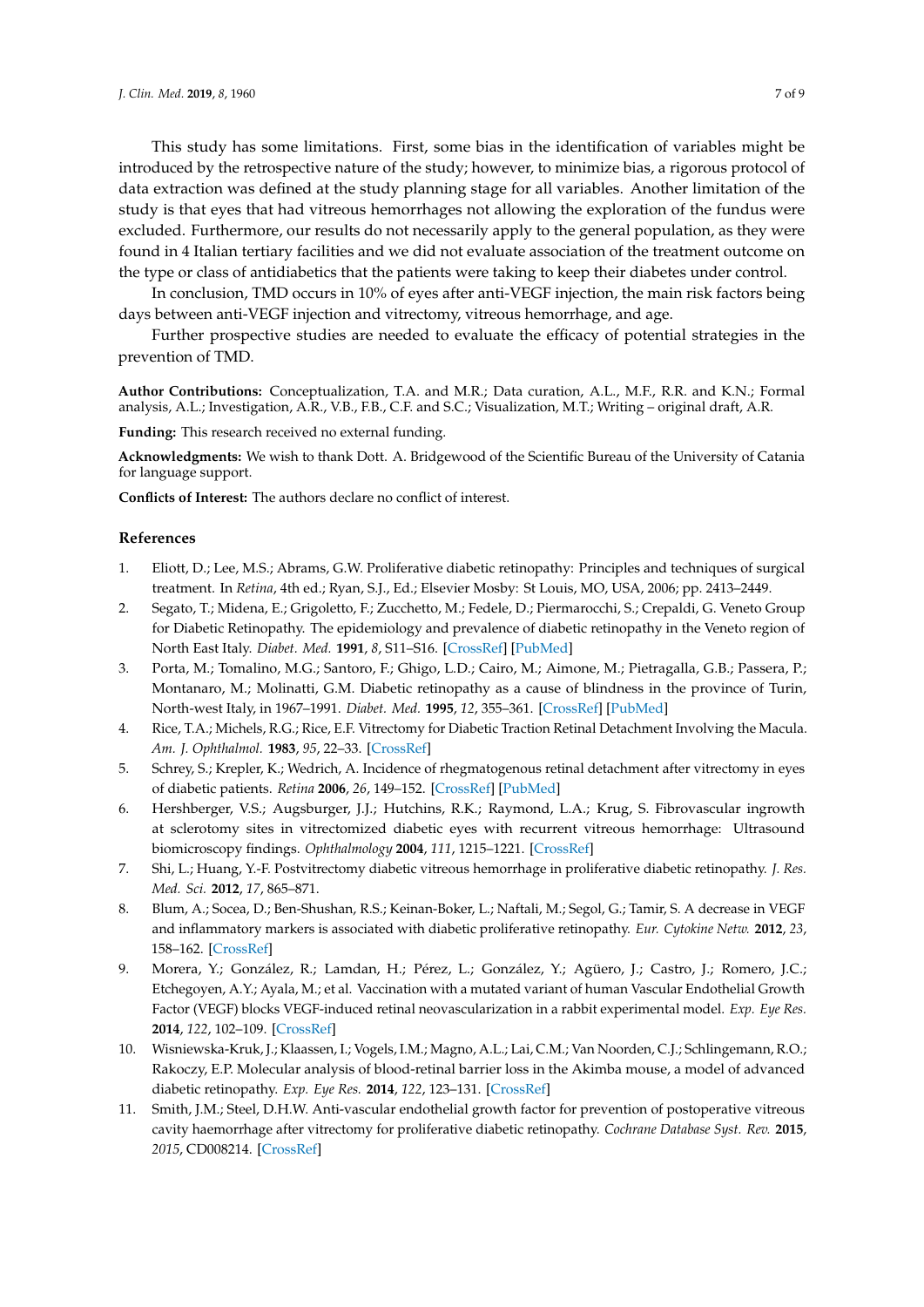This study has some limitations. First, some bias in the identification of variables might be introduced by the retrospective nature of the study; however, to minimize bias, a rigorous protocol of data extraction was defined at the study planning stage for all variables. Another limitation of the study is that eyes that had vitreous hemorrhages not allowing the exploration of the fundus were excluded. Furthermore, our results do not necessarily apply to the general population, as they were found in 4 Italian tertiary facilities and we did not evaluate association of the treatment outcome on the type or class of antidiabetics that the patients were taking to keep their diabetes under control.

In conclusion, TMD occurs in 10% of eyes after anti-VEGF injection, the main risk factors being days between anti-VEGF injection and vitrectomy, vitreous hemorrhage, and age.

Further prospective studies are needed to evaluate the efficacy of potential strategies in the prevention of TMD.

**Author Contributions:** Conceptualization, T.A. and M.R.; Data curation, A.L., M.F., R.R. and K.N.; Formal analysis, A.L.; Investigation, A.R., V.B., F.B., C.F. and S.C.; Visualization, M.T.; Writing – original draft, A.R.

**Funding:** This research received no external funding.

**Acknowledgments:** We wish to thank Dott. A. Bridgewood of the Scientific Bureau of the University of Catania for language support.

**Conflicts of Interest:** The authors declare no conflict of interest.

## References

1. Eliott, D.; Lee, M.S.; Abrams, G.W. Proliferative diabetic retinopathy: Principles and techniques of surgical treatment. In *Retina*, 4th ed.; Ryan, S.J., Ed.; Elsevier Mosby: St Louis, MO, USA, 2006; pp. 2413–2449.
2. Segato, T.; Midena, E.; Grigoletto, F.; Zucchetto, M.; Fedele, D.; Piermarocchi, S.; Crepaldi, G. Veneto Group for Diabetic Retinopathy. The epidemiology and prevalence of diabetic retinopathy in the Veneto region of North East Italy. *Diabet. Med.* **1991**, *8*, S11–S16. [CrossRef] [PubMed]
3. Porta, M.; Tomalino, M.G.; Santoro, F.; Ghigo, L.D.; Cairo, M.; Aimone, M.; Pietragalla, G.B.; Passera, P.; Montanaro, M.; Molinatti, G.M. Diabetic retinopathy as a cause of blindness in the province of Turin, North-west Italy, in 1967–1991. *Diabet. Med.* **1995**, *12*, 355–361. [CrossRef] [PubMed]
4. Rice, T.A.; Michels, R.G.; Rice, E.F. Vitrectomy for Diabetic Traction Retinal Detachment Involving the Macula. *Am. J. Ophthalmol.* **1983**, *95*, 22–33. [CrossRef]
5. Schrey, S.; Krepler, K.; Wedrich, A. Incidence of rhegmatogenous retinal detachment after vitrectomy in eyes of diabetic patients. *Retina* **2006**, *26*, 149–152. [CrossRef] [PubMed]
6. Hershberger, V.S.; Augsburger, J.J.; Hutchins, R.K.; Raymond, L.A.; Krug, S. Fibrovascular ingrowth at sclerotomy sites in vitrectomized diabetic eyes with recurrent vitreous hemorrhage: Ultrasound biomicroscopy findings. *Ophthalmology* **2004**, *111*, 1215–1221. [CrossRef]
7. Shi, L.; Huang, Y.-F. Postvitrectomy diabetic vitreous hemorrhage in proliferative diabetic retinopathy. *J. Res. Med. Sci.* **2012**, *17*, 865–871.
8. Blum, A.; Socea, D.; Ben-Shushan, R.S.; Keinan-Boker, L.; Naftali, M.; Segol, G.; Tamir, S. A decrease in VEGF and inflammatory markers is associated with diabetic proliferative retinopathy. *Eur. Cytokine Netw.* **2012**, *23*, 158–162. [CrossRef]
9. Morera, Y.; González, R.; Lamdan, H.; Pérez, L.; González, Y.; Agüero, J.; Castro, J.; Romero, J.C.; Etchegoyen, A.Y.; Ayala, M.; et al. Vaccination with a mutated variant of human Vascular Endothelial Growth Factor (VEGF) blocks VEGF-induced retinal neovascularization in a rabbit experimental model. *Exp. Eye Res.* **2014**, *122*, 102–109. [CrossRef]
10. Wisniewska-Kruk, J.; Klaassen, I.; Vogels, I.M.; Magno, A.L.; Lai, C.M.; Van Noorden, C.J.; Schlingemann, R.O.; Rakoczy, E.P. Molecular analysis of blood-retinal barrier loss in the Akimba mouse, a model of advanced diabetic retinopathy. *Exp. Eye Res.* **2014**, *122*, 123–131. [CrossRef]
11. Smith, J.M.; Steel, D.H.W. Anti-vascular endothelial growth factor for prevention of postoperative vitreous cavity haemorrhage after vitrectomy for proliferative diabetic retinopathy. *Cochrane Database Syst. Rev.* **2015**, *2015*, CD008214. [CrossRef]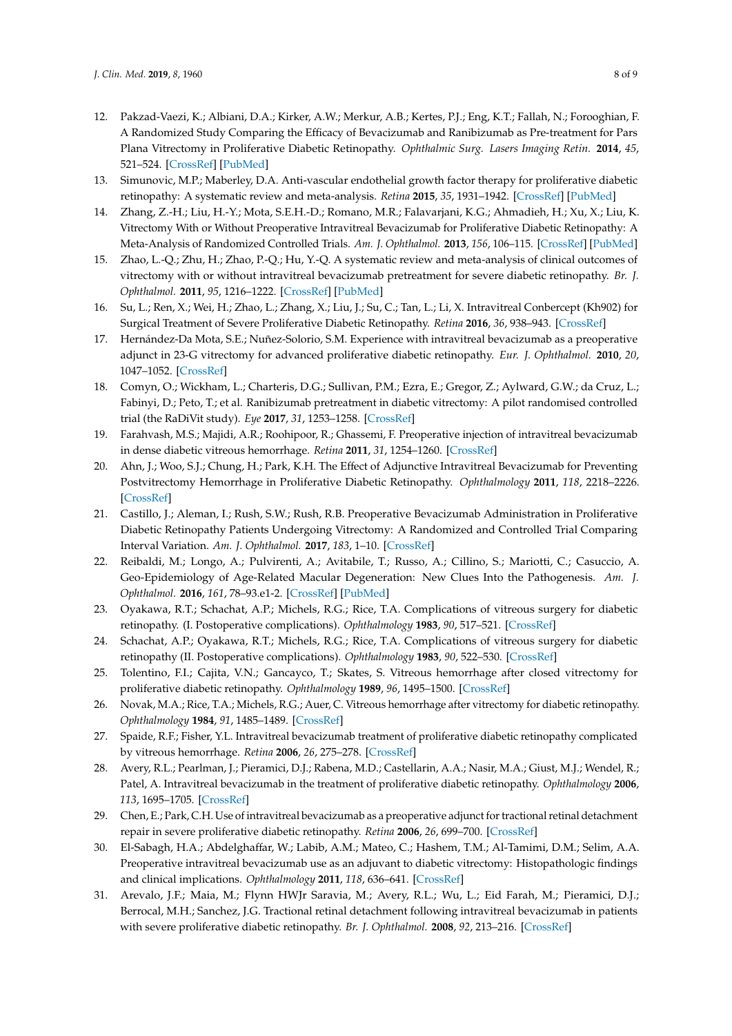12. Pakzad-Vaezi, K.; Albiani, D.A.; Kirker, A.W.; Merkur, A.B.; Kertes, P.J.; Eng, K.T.; Fallah, N.; Forooghian, F. A Randomized Study Comparing the Efficacy of Bevacizumab and Ranibizumab as Pre-treatment for Pars Plana Vitrectomy in Proliferative Diabetic Retinopathy. *Ophthalmic Surg. Lasers Imaging Retin.* **2014**, *45*, 521–524. [CrossRef] [PubMed]
13. Simunovic, M.P.; Maberley, D.A. Anti-vascular endothelial growth factor therapy for proliferative diabetic retinopathy: A systematic review and meta-analysis. *Retina* **2015**, *35*, 1931–1942. [CrossRef] [PubMed]
14. Zhang, Z.-H.; Liu, H.-Y.; Mota, S.E.H.-D.; Romano, M.R.; Falavarjani, K.G.; Ahmadieh, H.; Xu, X.; Liu, K. Vitrectomy With or Without Preoperative Intravitreal Bevacizumab for Proliferative Diabetic Retinopathy: A Meta-Analysis of Randomized Controlled Trials. *Am. J. Ophthalmol.* **2013**, *156*, 106–115. [CrossRef] [PubMed]
15. Zhao, L.-Q.; Zhu, H.; Zhao, P.-Q.; Hu, Y.-Q. A systematic review and meta-analysis of clinical outcomes of vitrectomy with or without intravitreal bevacizumab pretreatment for severe diabetic retinopathy. *Br. J. Ophthalmol.* **2011**, *95*, 1216–1222. [CrossRef] [PubMed]
16. Su, L.; Ren, X.; Wei, H.; Zhao, L.; Zhang, X.; Liu, J.; Su, C.; Tan, L.; Li, X. Intravitreal Conbercept (Kh902) for Surgical Treatment of Severe Proliferative Diabetic Retinopathy. *Retina* **2016**, *36*, 938–943. [CrossRef]
17. Hernández-Da Mota, S.E.; Nuñez-Solorio, S.M. Experience with intravitreal bevacizumab as a preoperative adjunct in 23-G vitrectomy for advanced proliferative diabetic retinopathy. *Eur. J. Ophthalmol.* **2010**, *20*, 1047–1052. [CrossRef]
18. Comyn, O.; Wickham, L.; Charteris, D.G.; Sullivan, P.M.; Ezra, E.; Gregor, Z.; Aylward, G.W.; da Cruz, L.; Fabinyi, D.; Peto, T.; et al. Ranibizumab pretreatment in diabetic vitrectomy: A pilot randomised controlled trial (the RaDiVit study). *Eye* **2017**, *31*, 1253–1258. [CrossRef]
19. Farahvash, M.S.; Majidi, A.R.; Roohipoor, R.; Ghassemi, F. Preoperative injection of intravitreal bevacizumab in dense diabetic vitreous hemorrhage. *Retina* **2011**, *31*, 1254–1260. [CrossRef]
20. Ahn, J.; Woo, S.J.; Chung, H.; Park, K.H. The Effect of Adjunctive Intravitreal Bevacizumab for Preventing Postvitrectomy Hemorrhage in Proliferative Diabetic Retinopathy. *Ophthalmology* **2011**, *118*, 2218–2226. [CrossRef]
21. Castillo, J.; Aleman, I.; Rush, S.W.; Rush, R.B. Preoperative Bevacizumab Administration in Proliferative Diabetic Retinopathy Patients Undergoing Vitrectomy: A Randomized and Controlled Trial Comparing Interval Variation. *Am. J. Ophthalmol.* **2017**, *183*, 1–10. [CrossRef]
22. Reibaldi, M.; Longo, A.; Pulvirenti, A.; Avitabile, T.; Russo, A.; Cillino, S.; Mariotti, C.; Casuccio, A. Geo-Epidemiology of Age-Related Macular Degeneration: New Clues Into the Pathogenesis. *Am. J. Ophthalmol.* **2016**, *161*, 78–93.e1-2. [CrossRef] [PubMed]
23. Oyakawa, R.T.; Schachat, A.P.; Michels, R.G.; Rice, T.A. Complications of vitreous surgery for diabetic retinopathy. (I. Postoperative complications). *Ophthalmology* **1983**, *90*, 517–521. [CrossRef]
24. Schachat, A.P.; Oyakawa, R.T.; Michels, R.G.; Rice, T.A. Complications of vitreous surgery for diabetic retinopathy (II. Postoperative complications). *Ophthalmology* **1983**, *90*, 522–530. [CrossRef]
25. Tolentino, F.I.; Cajita, V.N.; Gancayco, T.; Skates, S. Vitreous hemorrhage after closed vitrectomy for proliferative diabetic retinopathy. *Ophthalmology* **1989**, *96*, 1495–1500. [CrossRef]
26. Novak, M.A.; Rice, T.A.; Michels, R.G.; Auer, C. Vitreous hemorrhage after vitrectomy for diabetic retinopathy. *Ophthalmology* **1984**, *91*, 1485–1489. [CrossRef]
27. Spaide, R.F.; Fisher, Y.L. Intravitreal bevacizumab treatment of proliferative diabetic retinopathy complicated by vitreous hemorrhage. *Retina* **2006**, *26*, 275–278. [CrossRef]
28. Avery, R.L.; Pearlman, J.; Pieramici, D.J.; Rabena, M.D.; Castellarin, A.A.; Nasir, M.A.; Giust, M.J.; Wendel, R.; Patel, A. Intravitreal bevacizumab in the treatment of proliferative diabetic retinopathy. *Ophthalmology* **2006**, *113*, 1695–1705. [CrossRef]
29. Chen, E.; Park, C.H. Use of intravitreal bevacizumab as a preoperative adjunct for tractional retinal detachment repair in severe proliferative diabetic retinopathy. *Retina* **2006**, *26*, 699–700. [CrossRef]
30. El-Sabagh, H.A.; Abdelghaffar, W.; Labib, A.M.; Mateo, C.; Hashem, T.M.; Al-Tamimi, D.M.; Selim, A.A. Preoperative intravitreal bevacizumab use as an adjuvant to diabetic vitrectomy: Histopathologic findings and clinical implications. *Ophthalmology* **2011**, *118*, 636–641. [CrossRef]
31. Arevalo, J.F.; Maia, M.; Flynn HWJr Saravia, M.; Avery, R.L.; Wu, L.; Eid Farah, M.; Pieramici, D.J.; Berrocal, M.H.; Sanchez, J.G. Tractional retinal detachment following intravitreal bevacizumab in patients with severe proliferative diabetic retinopathy. *Br. J. Ophthalmol.* **2008**, *92*, 213–216. [CrossRef]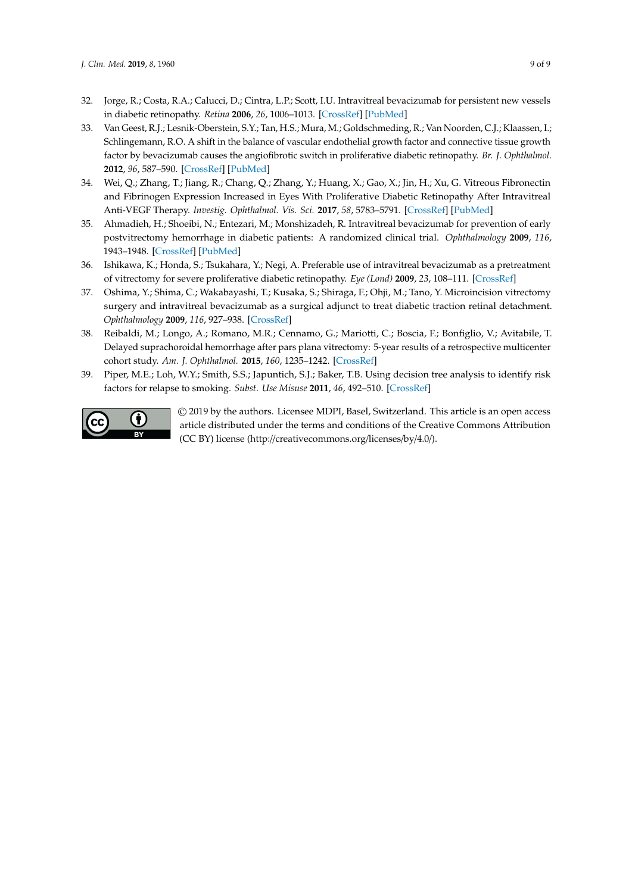32. Jorge, R.; Costa, R.A.; Calucci, D.; Cintra, L.P.; Scott, I.U. Intravitreal bevacizumab for persistent new vessels in diabetic retinopathy. *Retina* **2006**, *26*, 1006–1013. [CrossRef] [PubMed]
33. Van Geest, R.J.; Lesnik-Oberstein, S.Y.; Tan, H.S.; Mura, M.; Goldschmeding, R.; Van Noorden, C.J.; Klaassen, I.; Schlingemann, R.O. A shift in the balance of vascular endothelial growth factor and connective tissue growth factor by bevacizumab causes the angiofibrotic switch in proliferative diabetic retinopathy. *Br. J. Ophthalmol.* **2012**, *96*, 587–590. [CrossRef] [PubMed]
34. Wei, Q.; Zhang, T.; Jiang, R.; Chang, Q.; Zhang, Y.; Huang, X.; Gao, X.; Jin, H.; Xu, G. Vitreous Fibronectin and Fibrinogen Expression Increased in Eyes With Proliferative Diabetic Retinopathy After Intravitreal Anti-VEGF Therapy. *Investig. Ophthalmol. Vis. Sci.* **2017**, *58*, 5783–5791. [CrossRef] [PubMed]
35. Ahmadieh, H.; Shoeibi, N.; Entezari, M.; Monshizadeh, R. Intravitreal bevacizumab for prevention of early postvitrectomy hemorrhage in diabetic patients: A randomized clinical trial. *Ophthalmology* **2009**, *116*, 1943–1948. [CrossRef] [PubMed]
36. Ishikawa, K.; Honda, S.; Tsukahara, Y.; Negi, A. Preferable use of intravitreal bevacizumab as a pretreatment of vitrectomy for severe proliferative diabetic retinopathy. *Eye (Lond)* **2009**, *23*, 108–111. [CrossRef]
37. Oshima, Y.; Shima, C.; Wakabayashi, T.; Kusaka, S.; Shiraga, F.; Ohji, M.; Tano, Y. Microincision vitrectomy surgery and intravitreal bevacizumab as a surgical adjunct to treat diabetic traction retinal detachment. *Ophthalmology* **2009**, *116*, 927–938. [CrossRef]
38. Reibaldi, M.; Longo, A.; Romano, M.R.; Cennamo, G.; Mariotti, C.; Boscia, F.; Bonfiglio, V.; Avitabile, T. Delayed suprachoroidal hemorrhage after pars plana vitrectomy: 5-year results of a retrospective multicenter cohort study. *Am. J. Ophthalmol.* **2015**, *160*, 1235–1242. [CrossRef]
39. Piper, M.E.; Loh, W.Y.; Smith, S.S.; Japuntich, S.J.; Baker, T.B. Using decision tree analysis to identify risk factors for relapse to smoking. *Subst. Use Misuse* **2011**, *46*, 492–510. [CrossRef]

© 2019 by the authors. Licensee MDPI, Basel, Switzerland. This article is an open access article distributed under the terms and conditions of the Creative Commons Attribution (CC BY) license (http://creativecommons.org/licenses/by/4.0/).